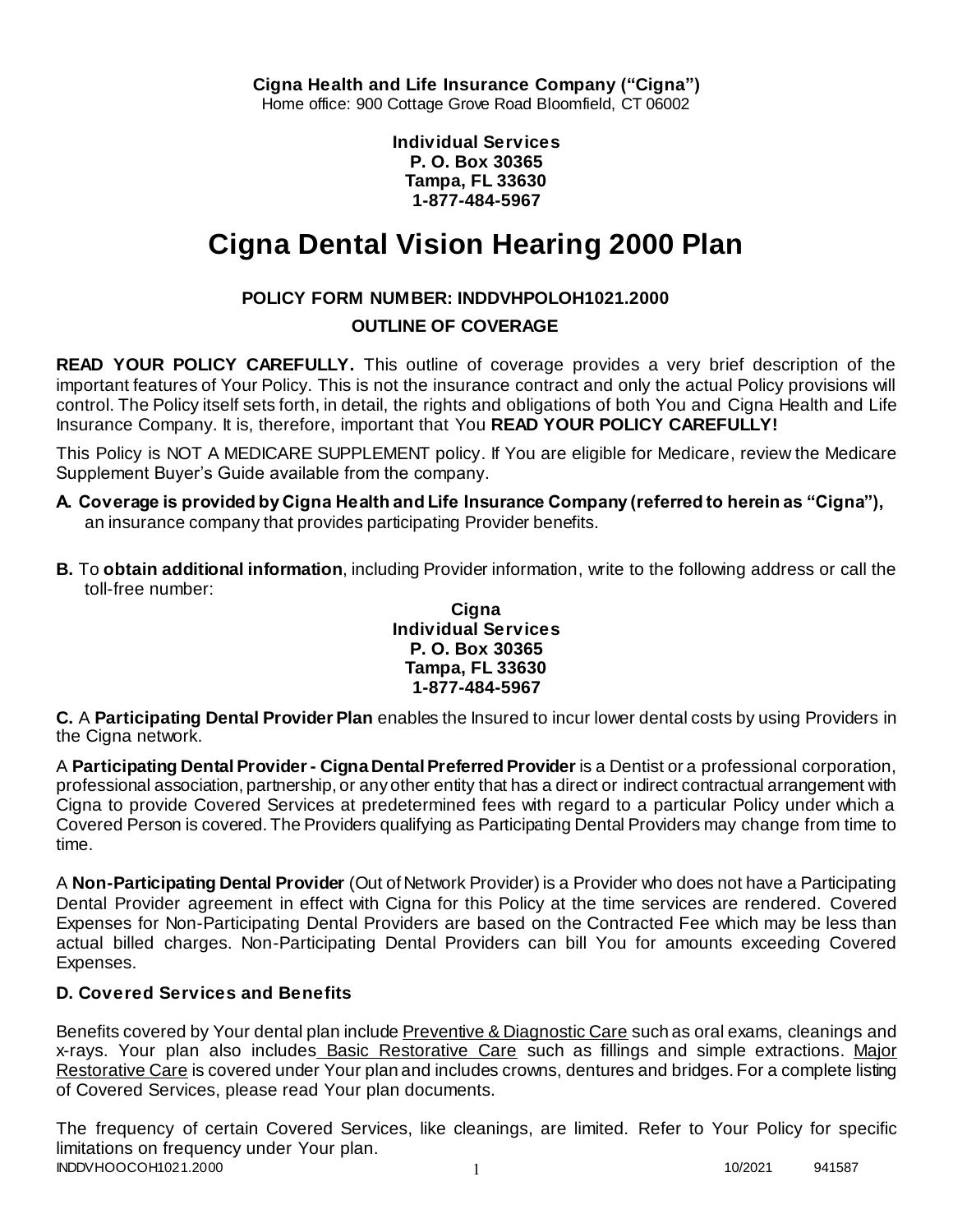**Cigna Health and Life Insurance Company ("Cigna")**
Home office: 900 Cottage Grove Road Bloomfield, CT 06002

**Individual Services**
**P. O. Box 30365**
**Tampa, FL 33630**
**1-877-484-5967**

# Cigna Dental Vision Hearing 2000 Plan

**POLICY FORM NUMBER: INDDVHPOLOH1021.2000**

**OUTLINE OF COVERAGE**

**READ YOUR POLICY CAREFULLY.** This outline of coverage provides a very brief description of the important features of Your Policy. This is not the insurance contract and only the actual Policy provisions will control. The Policy itself sets forth, in detail, the rights and obligations of both You and Cigna Health and Life Insurance Company. It is, therefore, important that You **READ YOUR POLICY CAREFULLY!**

This Policy is NOT A MEDICARE SUPPLEMENT policy. If You are eligible for Medicare, review the Medicare Supplement Buyer's Guide available from the company.

**A. Coverage is provided by Cigna Health and Life Insurance Company (referred to herein as "Cigna"),** an insurance company that provides participating Provider benefits.

**B.** To **obtain additional information**, including Provider information, write to the following address or call the toll-free number:

**Cigna**
**Individual Services**
**P. O. Box 30365**
**Tampa, FL 33630**
**1-877-484-5967**

**C.** A **Participating Dental Provider Plan** enables the Insured to incur lower dental costs by using Providers in the Cigna network.

A **Participating Dental Provider - Cigna Dental Preferred Provider** is a Dentist or a professional corporation, professional association, partnership, or any other entity that has a direct or indirect contractual arrangement with Cigna to provide Covered Services at predetermined fees with regard to a particular Policy under which a Covered Person is covered. The Providers qualifying as Participating Dental Providers may change from time to time.

A **Non-Participating Dental Provider** (Out of Network Provider) is a Provider who does not have a Participating Dental Provider agreement in effect with Cigna for this Policy at the time services are rendered. Covered Expenses for Non-Participating Dental Providers are based on the Contracted Fee which may be less than actual billed charges. Non-Participating Dental Providers can bill You for amounts exceeding Covered Expenses.

### D. Covered Services and Benefits

Benefits covered by Your dental plan include Preventive & Diagnostic Care such as oral exams, cleanings and x-rays. Your plan also includes Basic Restorative Care such as fillings and simple extractions. Major Restorative Care is covered under Your plan and includes crowns, dentures and bridges. For a complete listing of Covered Services, please read Your plan documents.

The frequency of certain Covered Services, like cleanings, are limited. Refer to Your Policy for specific limitations on frequency under Your plan.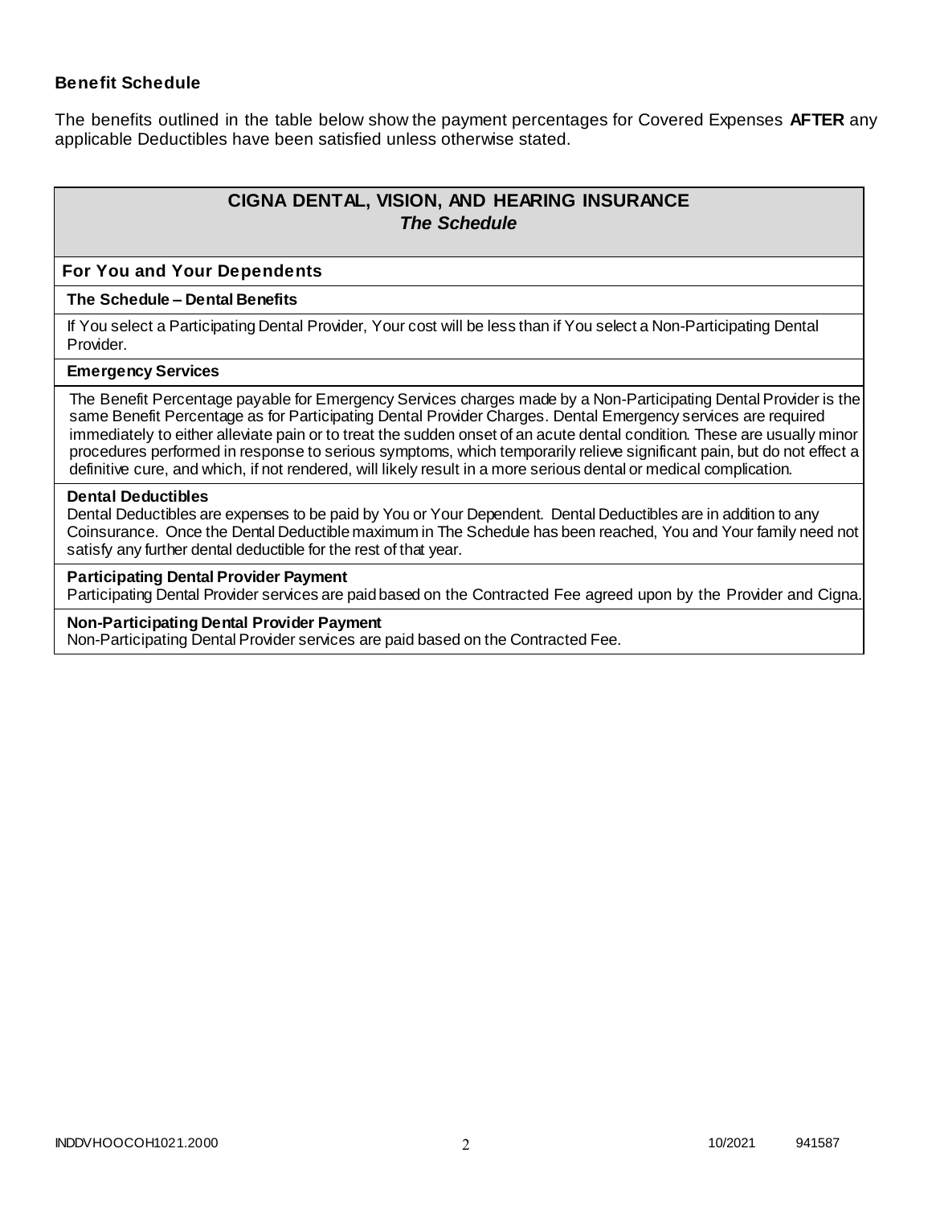### Benefit Schedule

The benefits outlined in the table below show the payment percentages for Covered Expenses **AFTER** any applicable Deductibles have been satisfied unless otherwise stated.

## CIGNA DENTAL, VISION, AND HEARING INSURANCE
### *The Schedule*

### For You and Your Dependents

**The Schedule – Dental Benefits**

If You select a Participating Dental Provider, Your cost will be less than if You select a Non-Participating Dental Provider.

**Emergency Services**

The Benefit Percentage payable for Emergency Services charges made by a Non-Participating Dental Provider is the same Benefit Percentage as for Participating Dental Provider Charges. Dental Emergency services are required immediately to either alleviate pain or to treat the sudden onset of an acute dental condition. These are usually minor procedures performed in response to serious symptoms, which temporarily relieve significant pain, but do not effect a definitive cure, and which, if not rendered, will likely result in a more serious dental or medical complication.

**Dental Deductibles**

Dental Deductibles are expenses to be paid by You or Your Dependent. Dental Deductibles are in addition to any Coinsurance. Once the Dental Deductible maximum in The Schedule has been reached, You and Your family need not satisfy any further dental deductible for the rest of that year.

**Participating Dental Provider Payment**

Participating Dental Provider services are paid based on the Contracted Fee agreed upon by the Provider and Cigna.

**Non-Participating Dental Provider Payment**

Non-Participating Dental Provider services are paid based on the Contracted Fee.

INDDVHOOCOH1021.2000 10/2021 941587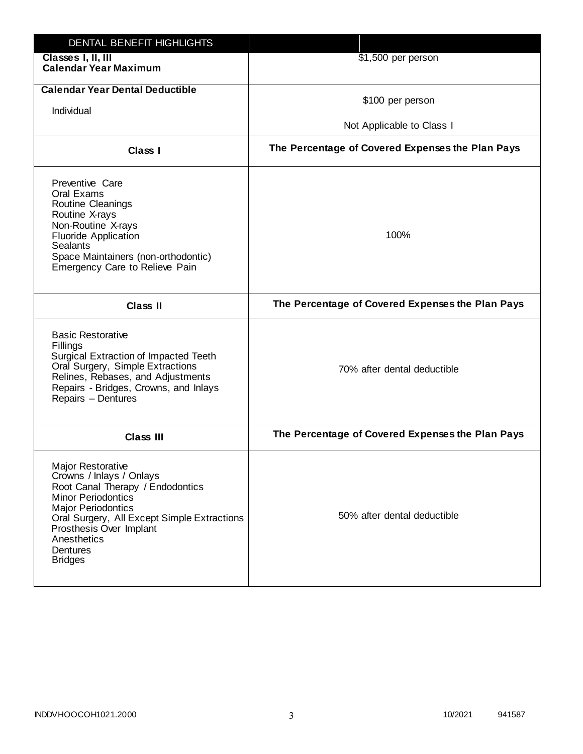| DENTAL BENEFIT HIGHLIGHTS | |
|---|---|
| **Classes I, II, III**<br>**Calendar Year Maximum** | $1,500 per person |
| **Calendar Year Dental Deductible**<br>Individual | $100 per person<br>Not Applicable to Class I |
| **Class I** | **The Percentage of Covered Expenses the Plan Pays** |
| Preventive Care<br>Oral Exams<br>Routine Cleanings<br>Routine X-rays<br>Non-Routine X-rays<br>Fluoride Application<br>Sealants<br>Space Maintainers (non-orthodontic)<br>Emergency Care to Relieve Pain | 100% |
| **Class II** | **The Percentage of Covered Expenses the Plan Pays** |
| Basic Restorative<br>Fillings<br>Surgical Extraction of Impacted Teeth<br>Oral Surgery, Simple Extractions<br>Relines, Rebases, and Adjustments<br>Repairs - Bridges, Crowns, and Inlays<br>Repairs – Dentures | 70% after dental deductible |
| **Class III** | **The Percentage of Covered Expenses the Plan Pays** |
| Major Restorative<br>Crowns / Inlays / Onlays<br>Root Canal Therapy / Endodontics<br>Minor Periodontics<br>Major Periodontics<br>Oral Surgery, All Except Simple Extractions<br>Prosthesis Over Implant<br>Anesthetics<br>Dentures<br>Bridges | 50% after dental deductible |

INDDVHOOCOH1021.2000 10/2021 941587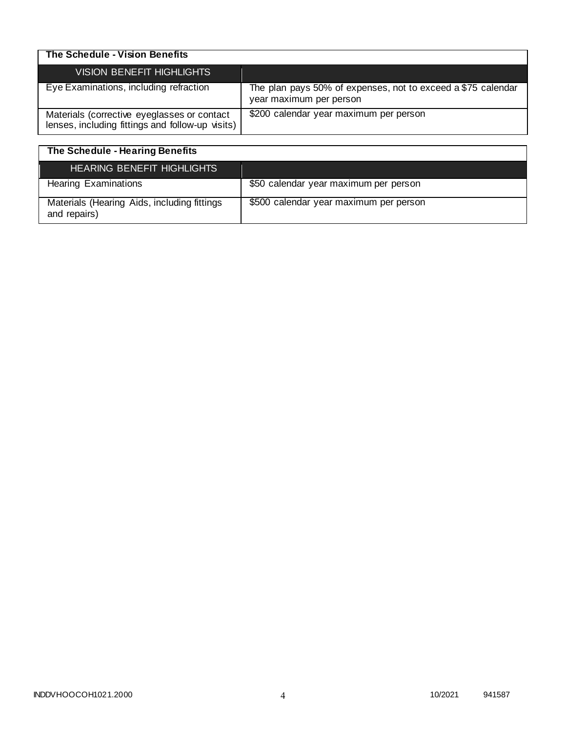## The Schedule - Vision Benefits

| VISION BENEFIT HIGHLIGHTS | |
|---|---|
| Eye Examinations, including refraction | The plan pays 50% of expenses, not to exceed a $75 calendar year maximum per person |
| Materials (corrective eyeglasses or contact lenses, including fittings and follow-up visits) | $200 calendar year maximum per person |

## The Schedule - Hearing Benefits

| HEARING BENEFIT HIGHLIGHTS | |
|---|---|
| Hearing Examinations | $50 calendar year maximum per person |
| Materials (Hearing Aids, including fittings and repairs) | $500 calendar year maximum per person |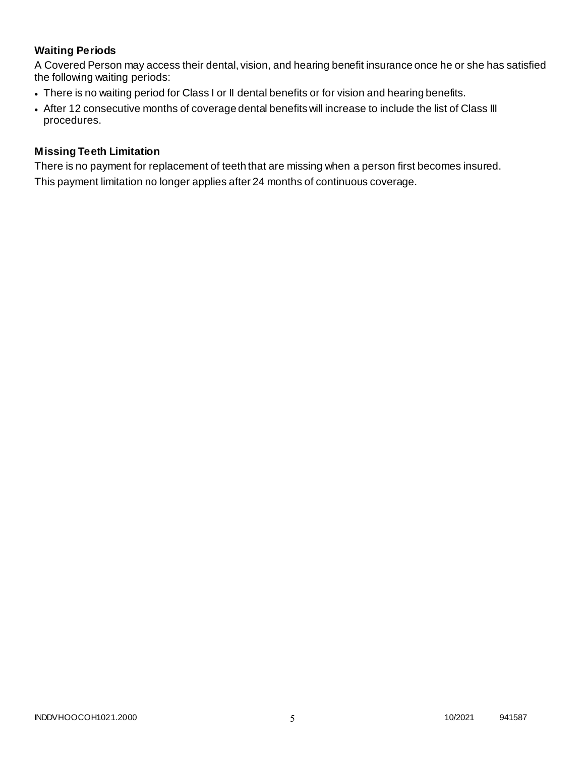### Waiting Periods

A Covered Person may access their dental, vision, and hearing benefit insurance once he or she has satisfied the following waiting periods:

- There is no waiting period for Class I or II dental benefits or for vision and hearing benefits.
- After 12 consecutive months of coverage dental benefits will increase to include the list of Class III procedures.

### Missing Teeth Limitation

There is no payment for replacement of teeth that are missing when a person first becomes insured.

This payment limitation no longer applies after 24 months of continuous coverage.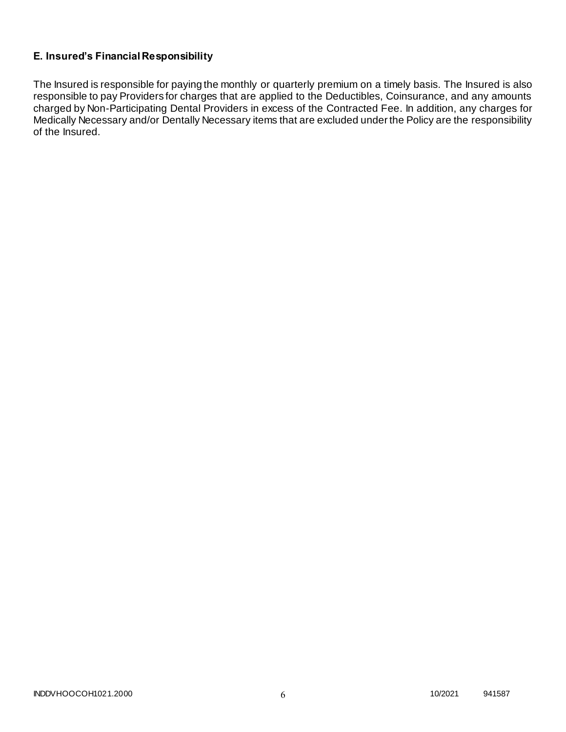### E. Insured's Financial Responsibility

The Insured is responsible for paying the monthly or quarterly premium on a timely basis. The Insured is also responsible to pay Providers for charges that are applied to the Deductibles, Coinsurance, and any amounts charged by Non-Participating Dental Providers in excess of the Contracted Fee. In addition, any charges for Medically Necessary and/or Dentally Necessary items that are excluded under the Policy are the responsibility of the Insured.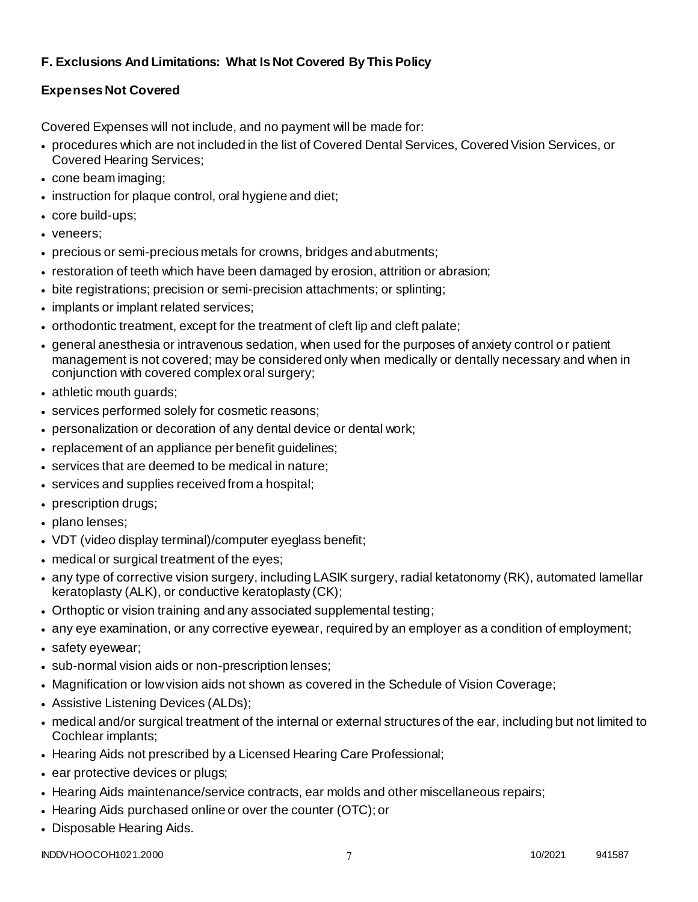**F. Exclusions And Limitations: What Is Not Covered By This Policy**

**Expenses Not Covered**

Covered Expenses will not include, and no payment will be made for:

- procedures which are not included in the list of Covered Dental Services, Covered Vision Services, or Covered Hearing Services;
- cone beam imaging;
- instruction for plaque control, oral hygiene and diet;
- core build-ups;
- veneers;
- precious or semi-precious metals for crowns, bridges and abutments;
- restoration of teeth which have been damaged by erosion, attrition or abrasion;
- bite registrations; precision or semi-precision attachments; or splinting;
- implants or implant related services;
- orthodontic treatment, except for the treatment of cleft lip and cleft palate;
- general anesthesia or intravenous sedation, when used for the purposes of anxiety control or patient management is not covered; may be considered only when medically or dentally necessary and when in conjunction with covered complex oral surgery;
- athletic mouth guards;
- services performed solely for cosmetic reasons;
- personalization or decoration of any dental device or dental work;
- replacement of an appliance per benefit guidelines;
- services that are deemed to be medical in nature;
- services and supplies received from a hospital;
- prescription drugs;
- plano lenses;
- VDT (video display terminal)/computer eyeglass benefit;
- medical or surgical treatment of the eyes;
- any type of corrective vision surgery, including LASIK surgery, radial ketatonomy (RK), automated lamellar keratoplasty (ALK), or conductive keratoplasty (CK);
- Orthoptic or vision training and any associated supplemental testing;
- any eye examination, or any corrective eyewear, required by an employer as a condition of employment;
- safety eyewear;
- sub-normal vision aids or non-prescription lenses;
- Magnification or low vision aids not shown as covered in the Schedule of Vision Coverage;
- Assistive Listening Devices (ALDs);
- medical and/or surgical treatment of the internal or external structures of the ear, including but not limited to Cochlear implants;
- Hearing Aids not prescribed by a Licensed Hearing Care Professional;
- ear protective devices or plugs;
- Hearing Aids maintenance/service contracts, ear molds and other miscellaneous repairs;
- Hearing Aids purchased online or over the counter (OTC); or
- Disposable Hearing Aids.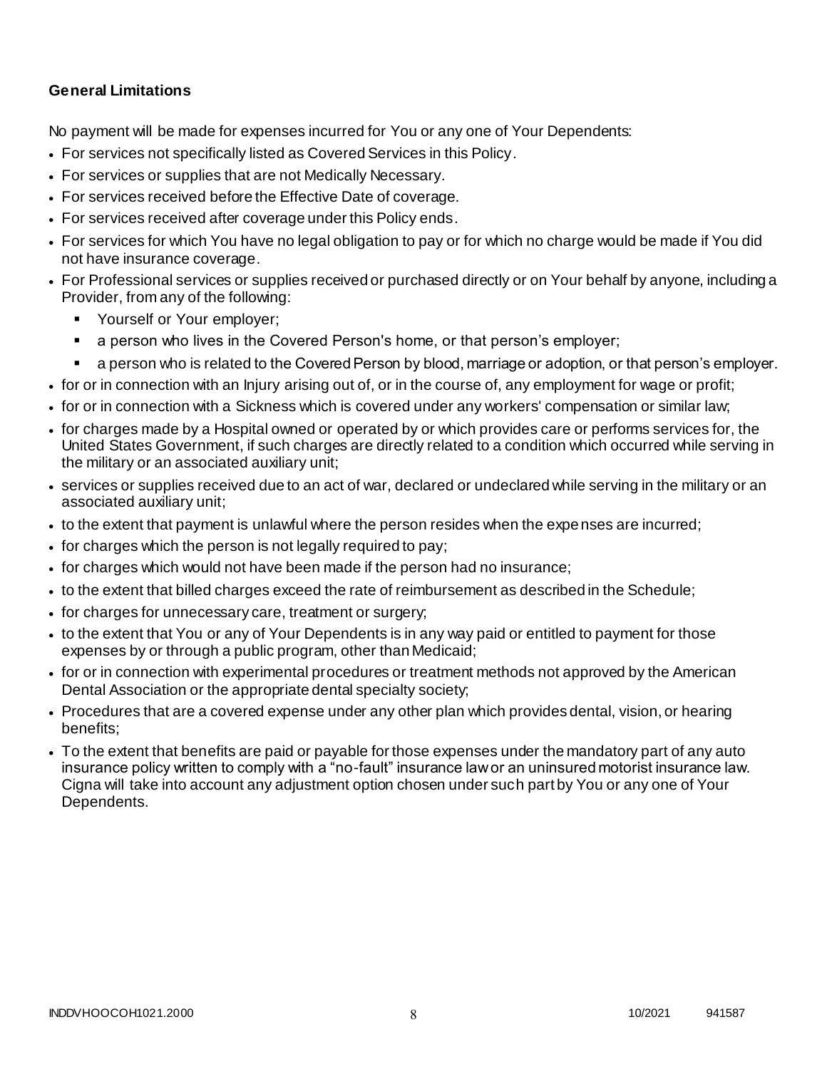**General Limitations**

No payment will be made for expenses incurred for You or any one of Your Dependents:

- For services not specifically listed as Covered Services in this Policy.
- For services or supplies that are not Medically Necessary.
- For services received before the Effective Date of coverage.
- For services received after coverage under this Policy ends.
- For services for which You have no legal obligation to pay or for which no charge would be made if You did not have insurance coverage.
- For Professional services or supplies received or purchased directly or on Your behalf by anyone, including a Provider, from any of the following:
  - Yourself or Your employer;
  - a person who lives in the Covered Person's home, or that person's employer;
  - a person who is related to the Covered Person by blood, marriage or adoption, or that person's employer.
- for or in connection with an Injury arising out of, or in the course of, any employment for wage or profit;
- for or in connection with a Sickness which is covered under any workers' compensation or similar law;
- for charges made by a Hospital owned or operated by or which provides care or performs services for, the United States Government, if such charges are directly related to a condition which occurred while serving in the military or an associated auxiliary unit;
- services or supplies received due to an act of war, declared or undeclared while serving in the military or an associated auxiliary unit;
- to the extent that payment is unlawful where the person resides when the expenses are incurred;
- for charges which the person is not legally required to pay;
- for charges which would not have been made if the person had no insurance;
- to the extent that billed charges exceed the rate of reimbursement as described in the Schedule;
- for charges for unnecessary care, treatment or surgery;
- to the extent that You or any of Your Dependents is in any way paid or entitled to payment for those expenses by or through a public program, other than Medicaid;
- for or in connection with experimental procedures or treatment methods not approved by the American Dental Association or the appropriate dental specialty society;
- Procedures that are a covered expense under any other plan which provides dental, vision, or hearing benefits;
- To the extent that benefits are paid or payable for those expenses under the mandatory part of any auto insurance policy written to comply with a "no-fault" insurance law or an uninsured motorist insurance law. Cigna will take into account any adjustment option chosen under such part by You or any one of Your Dependents.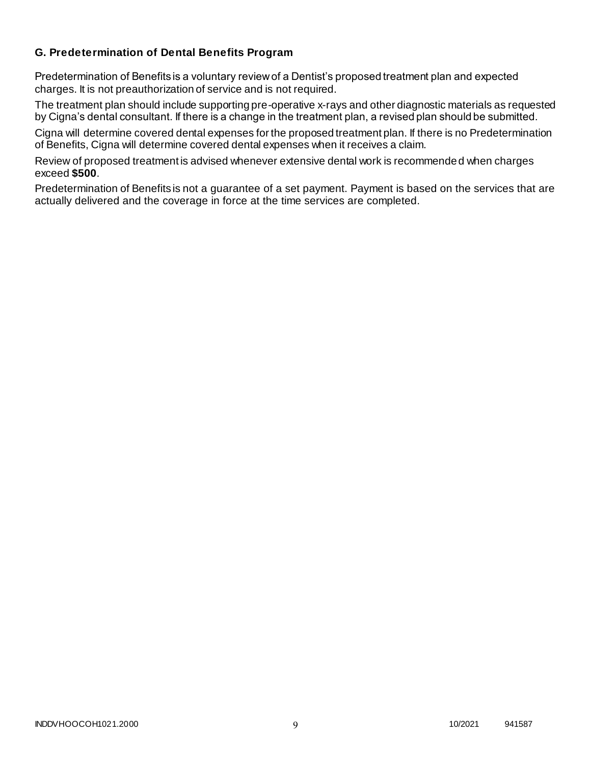### G. Predetermination of Dental Benefits Program

Predetermination of Benefits is a voluntary review of a Dentist's proposed treatment plan and expected charges. It is not preauthorization of service and is not required.

The treatment plan should include supporting pre-operative x-rays and other diagnostic materials as requested by Cigna's dental consultant. If there is a change in the treatment plan, a revised plan should be submitted.

Cigna will determine covered dental expenses for the proposed treatment plan. If there is no Predetermination of Benefits, Cigna will determine covered dental expenses when it receives a claim.

Review of proposed treatment is advised whenever extensive dental work is recommended when charges exceed **$500**.

Predetermination of Benefits is not a guarantee of a set payment. Payment is based on the services that are actually delivered and the coverage in force at the time services are completed.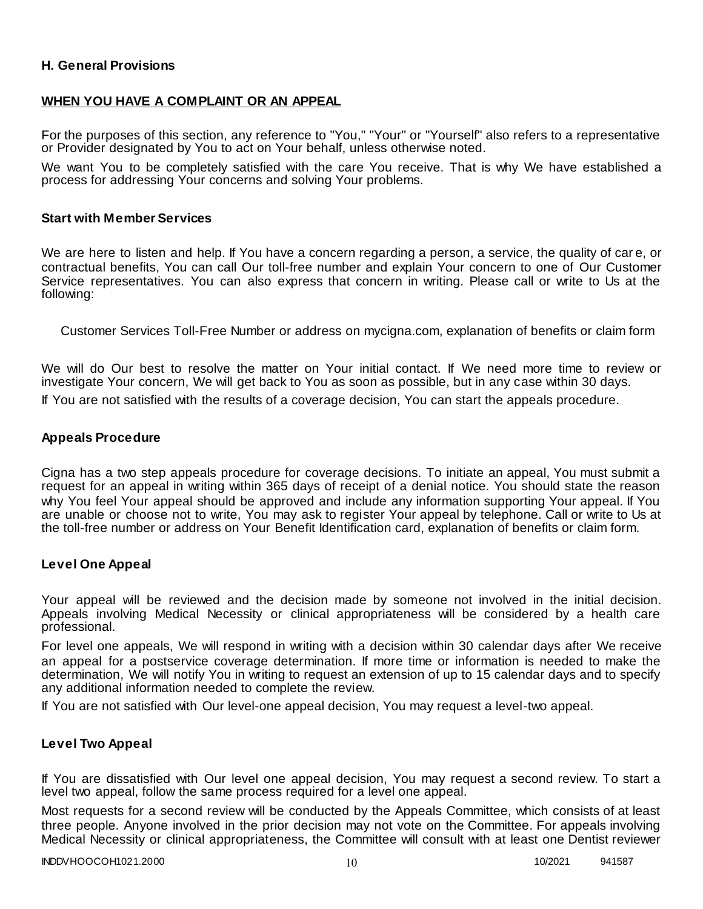**H. General Provisions**

**WHEN YOU HAVE A COMPLAINT OR AN APPEAL**

For the purposes of this section, any reference to "You," "Your" or "Yourself" also refers to a representative or Provider designated by You to act on Your behalf, unless otherwise noted.

We want You to be completely satisfied with the care You receive. That is why We have established a process for addressing Your concerns and solving Your problems.

**Start with Member Services**

We are here to listen and help. If You have a concern regarding a person, a service, the quality of care, or contractual benefits, You can call Our toll-free number and explain Your concern to one of Our Customer Service representatives. You can also express that concern in writing. Please call or write to Us at the following:

Customer Services Toll-Free Number or address on mycigna.com, explanation of benefits or claim form

We will do Our best to resolve the matter on Your initial contact. If We need more time to review or investigate Your concern, We will get back to You as soon as possible, but in any case within 30 days.

If You are not satisfied with the results of a coverage decision, You can start the appeals procedure.

**Appeals Procedure**

Cigna has a two step appeals procedure for coverage decisions. To initiate an appeal, You must submit a request for an appeal in writing within 365 days of receipt of a denial notice. You should state the reason why You feel Your appeal should be approved and include any information supporting Your appeal. If You are unable or choose not to write, You may ask to register Your appeal by telephone. Call or write to Us at the toll-free number or address on Your Benefit Identification card, explanation of benefits or claim form.

**Level One Appeal**

Your appeal will be reviewed and the decision made by someone not involved in the initial decision. Appeals involving Medical Necessity or clinical appropriateness will be considered by a health care professional.

For level one appeals, We will respond in writing with a decision within 30 calendar days after We receive an appeal for a postservice coverage determination. If more time or information is needed to make the determination, We will notify You in writing to request an extension of up to 15 calendar days and to specify any additional information needed to complete the review.

If You are not satisfied with Our level-one appeal decision, You may request a level-two appeal.

**Level Two Appeal**

If You are dissatisfied with Our level one appeal decision, You may request a second review. To start a level two appeal, follow the same process required for a level one appeal.

Most requests for a second review will be conducted by the Appeals Committee, which consists of at least three people. Anyone involved in the prior decision may not vote on the Committee. For appeals involving Medical Necessity or clinical appropriateness, the Committee will consult with at least one Dentist reviewer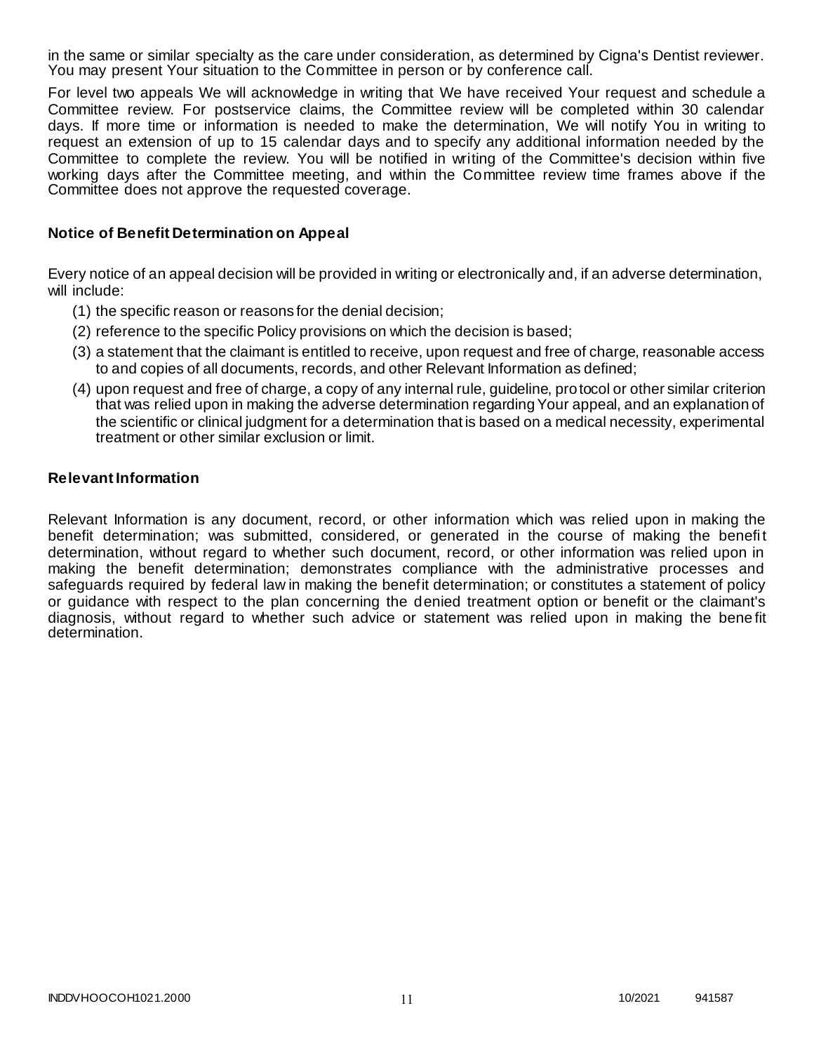in the same or similar specialty as the care under consideration, as determined by Cigna's Dentist reviewer. You may present Your situation to the Committee in person or by conference call.

For level two appeals We will acknowledge in writing that We have received Your request and schedule a Committee review. For postservice claims, the Committee review will be completed within 30 calendar days. If more time or information is needed to make the determination, We will notify You in writing to request an extension of up to 15 calendar days and to specify any additional information needed by the Committee to complete the review. You will be notified in writing of the Committee's decision within five working days after the Committee meeting, and within the Committee review time frames above if the Committee does not approve the requested coverage.

### Notice of Benefit Determination on Appeal

Every notice of an appeal decision will be provided in writing or electronically and, if an adverse determination, will include:

(1) the specific reason or reasons for the denial decision;

(2) reference to the specific Policy provisions on which the decision is based;

(3) a statement that the claimant is entitled to receive, upon request and free of charge, reasonable access to and copies of all documents, records, and other Relevant Information as defined;

(4) upon request and free of charge, a copy of any internal rule, guideline, protocol or other similar criterion that was relied upon in making the adverse determination regarding Your appeal, and an explanation of the scientific or clinical judgment for a determination that is based on a medical necessity, experimental treatment or other similar exclusion or limit.

### Relevant Information

Relevant Information is any document, record, or other information which was relied upon in making the benefit determination; was submitted, considered, or generated in the course of making the benefit determination, without regard to whether such document, record, or other information was relied upon in making the benefit determination; demonstrates compliance with the administrative processes and safeguards required by federal law in making the benefit determination; or constitutes a statement of policy or guidance with respect to the plan concerning the denied treatment option or benefit or the claimant's diagnosis, without regard to whether such advice or statement was relied upon in making the benefit determination.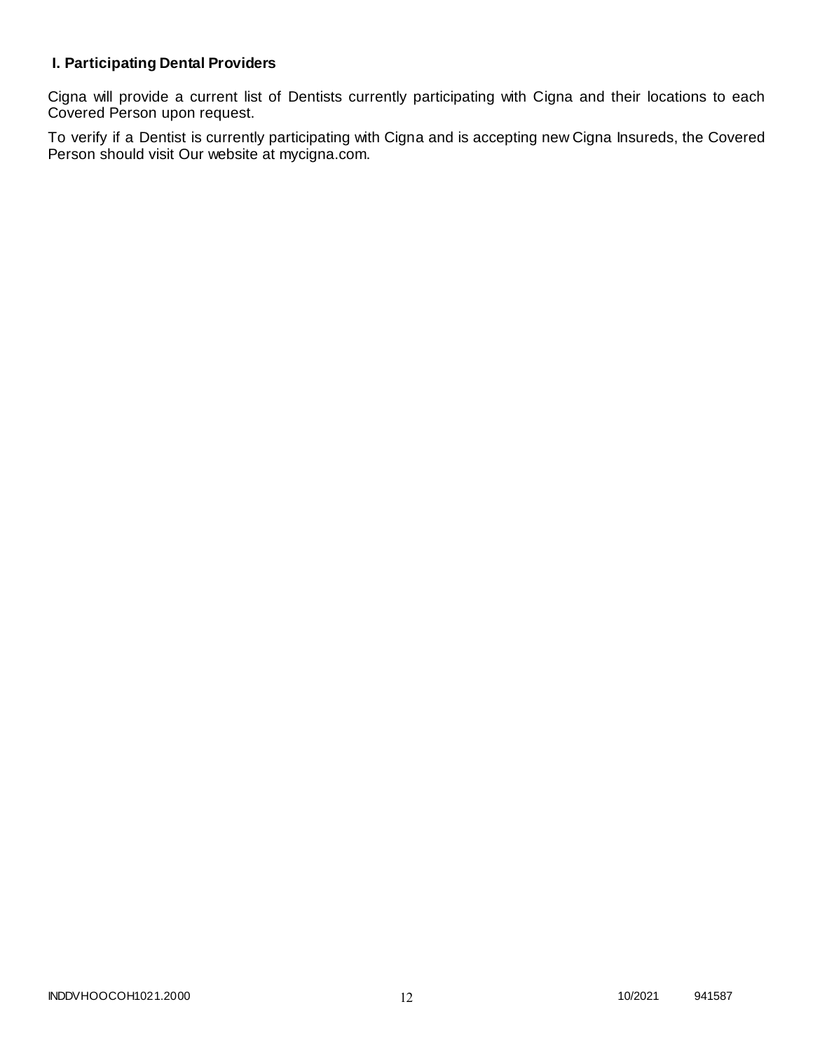### I. Participating Dental Providers

Cigna will provide a current list of Dentists currently participating with Cigna and their locations to each Covered Person upon request.

To verify if a Dentist is currently participating with Cigna and is accepting new Cigna Insureds, the Covered Person should visit Our website at mycigna.com.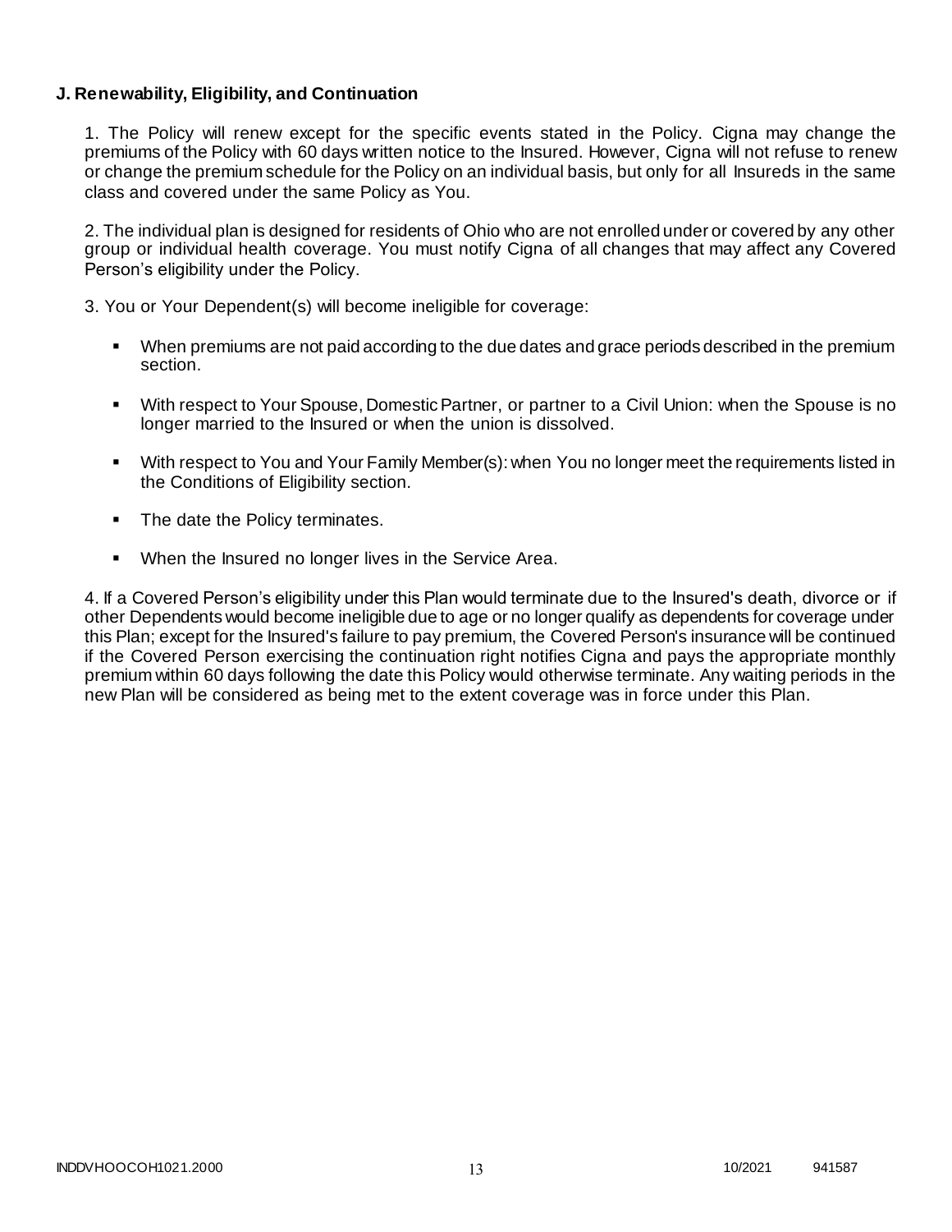**J. Renewability, Eligibility, and Continuation**

1. The Policy will renew except for the specific events stated in the Policy. Cigna may change the premiums of the Policy with 60 days written notice to the Insured. However, Cigna will not refuse to renew or change the premium schedule for the Policy on an individual basis, but only for all Insureds in the same class and covered under the same Policy as You.

2. The individual plan is designed for residents of Ohio who are not enrolled under or covered by any other group or individual health coverage. You must notify Cigna of all changes that may affect any Covered Person's eligibility under the Policy.

3. You or Your Dependent(s) will become ineligible for coverage:

- When premiums are not paid according to the due dates and grace periods described in the premium section.
- With respect to Your Spouse, Domestic Partner, or partner to a Civil Union: when the Spouse is no longer married to the Insured or when the union is dissolved.
- With respect to You and Your Family Member(s): when You no longer meet the requirements listed in the Conditions of Eligibility section.
- The date the Policy terminates.
- When the Insured no longer lives in the Service Area.

4. If a Covered Person's eligibility under this Plan would terminate due to the Insured's death, divorce or if other Dependents would become ineligible due to age or no longer qualify as dependents for coverage under this Plan; except for the Insured's failure to pay premium, the Covered Person's insurance will be continued if the Covered Person exercising the continuation right notifies Cigna and pays the appropriate monthly premium within 60 days following the date this Policy would otherwise terminate. Any waiting periods in the new Plan will be considered as being met to the extent coverage was in force under this Plan.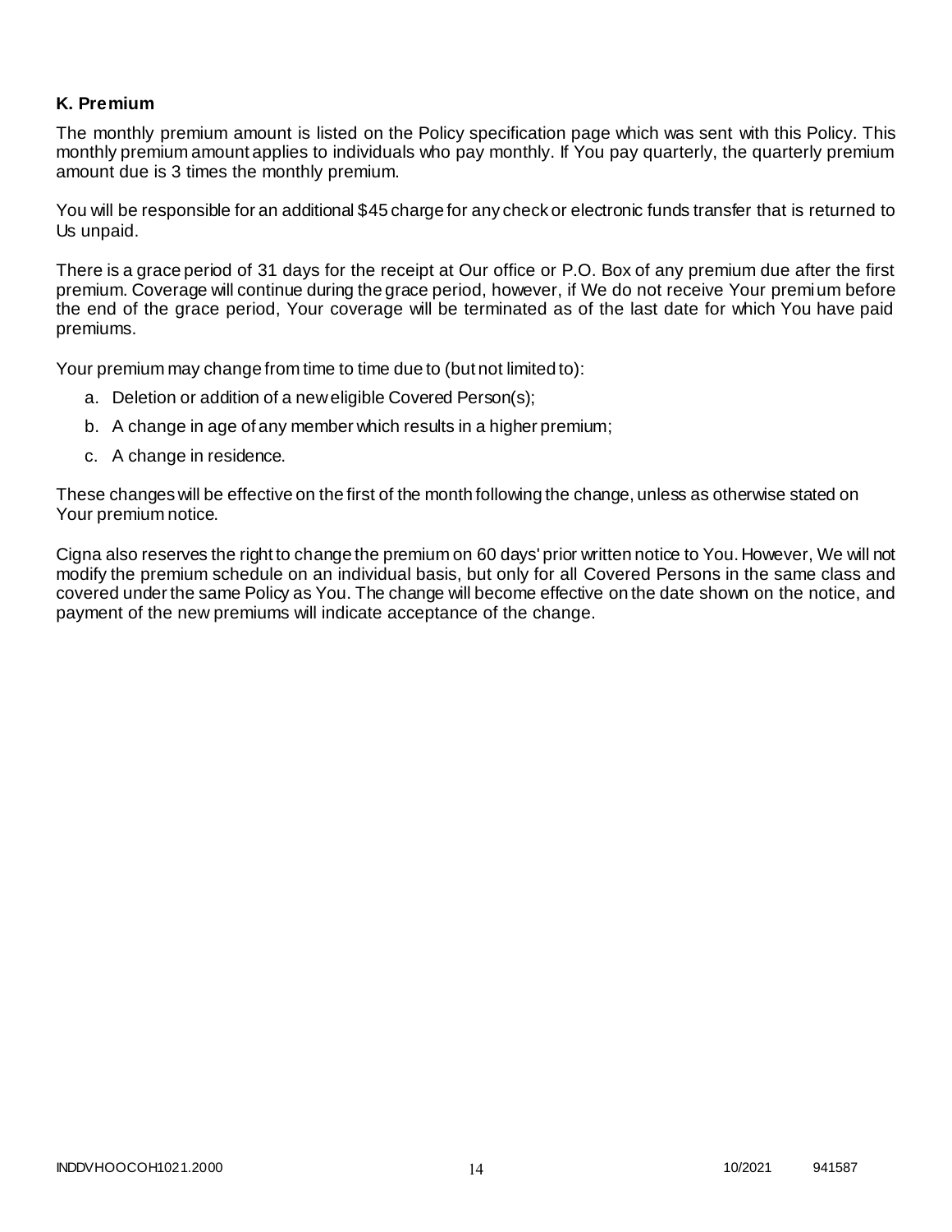**K. Premium**

The monthly premium amount is listed on the Policy specification page which was sent with this Policy. This monthly premium amount applies to individuals who pay monthly. If You pay quarterly, the quarterly premium amount due is 3 times the monthly premium.

You will be responsible for an additional $45 charge for any check or electronic funds transfer that is returned to Us unpaid.

There is a grace period of 31 days for the receipt at Our office or P.O. Box of any premium due after the first premium. Coverage will continue during the grace period, however, if We do not receive Your premium before the end of the grace period, Your coverage will be terminated as of the last date for which You have paid premiums.

Your premium may change from time to time due to (but not limited to):

a. Deletion or addition of a new eligible Covered Person(s);
b. A change in age of any member which results in a higher premium;
c. A change in residence.

These changes will be effective on the first of the month following the change, unless as otherwise stated on Your premium notice.

Cigna also reserves the right to change the premium on 60 days' prior written notice to You. However, We will not modify the premium schedule on an individual basis, but only for all Covered Persons in the same class and covered under the same Policy as You. The change will become effective on the date shown on the notice, and payment of the new premiums will indicate acceptance of the change.